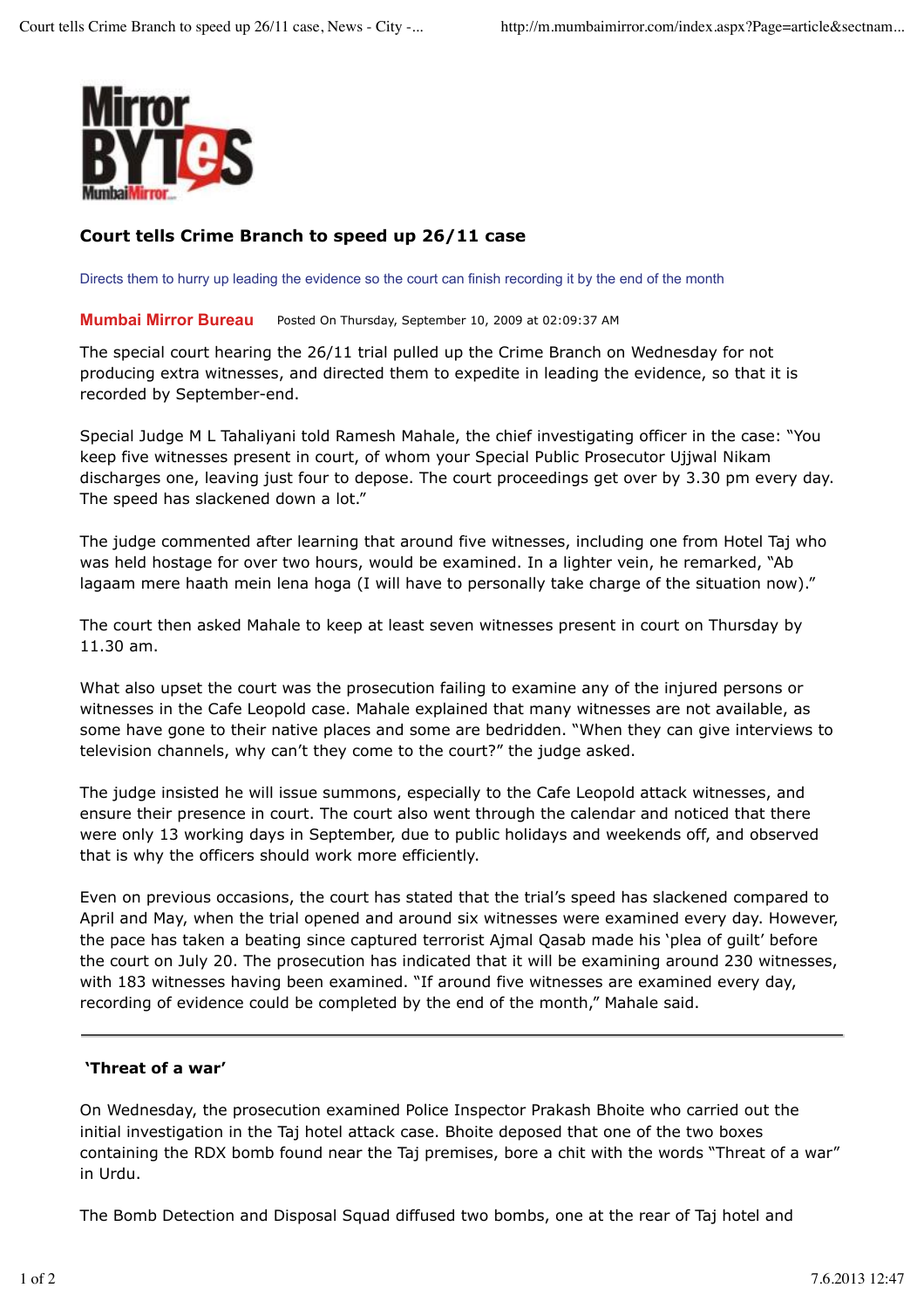# Court tells Crime Branch to speed up 26/11 case

Directs them to hurry up leading the evidence so the court can finish recording it by the end of the month

**Mumbai Mirror Bureau** Posted On Thursday, September 10, 2009 at 02:09:37 AM

The special court hearing the 26/11 trial pulled up the Crime Branch on Wednesday for not producing extra witnesses, and directed them to expedite in leading the evidence, so that it is recorded by September-end.

Special Judge M L Tahaliyani told Ramesh Mahale, the chief investigating officer in the case: "You keep five witnesses present in court, of whom your Special Public Prosecutor Ujjwal Nikam discharges one, leaving just four to depose. The court proceedings get over by 3.30 pm every day. The speed has slackened down a lot."

The judge commented after learning that around five witnesses, including one from Hotel Taj who was held hostage for over two hours, would be examined. In a lighter vein, he remarked, "Ab lagaam mere haath mein lena hoga (I will have to personally take charge of the situation now)."

The court then asked Mahale to keep at least seven witnesses present in court on Thursday by 11.30 am.

What also upset the court was the prosecution failing to examine any of the injured persons or witnesses in the Cafe Leopold case. Mahale explained that many witnesses are not available, as some have gone to their native places and some are bedridden. "When they can give interviews to television channels, why can't they come to the court?" the judge asked.

The judge insisted he will issue summons, especially to the Cafe Leopold attack witnesses, and ensure their presence in court. The court also went through the calendar and noticed that there were only 13 working days in September, due to public holidays and weekends off, and observed that is why the officers should work more efficiently.

Even on previous occasions, the court has stated that the trial's speed has slackened compared to April and May, when the trial opened and around six witnesses were examined every day. However, the pace has taken a beating since captured terrorist Ajmal Qasab made his 'plea of guilt' before the court on July 20. The prosecution has indicated that it will be examining around 230 witnesses, with 183 witnesses having been examined. "If around five witnesses are examined every day, recording of evidence could be completed by the end of the month," Mahale said.

---

## 'Threat of a war'

On Wednesday, the prosecution examined Police Inspector Prakash Bhoite who carried out the initial investigation in the Taj hotel attack case. Bhoite deposed that one of the two boxes containing the RDX bomb found near the Taj premises, bore a chit with the words "Threat of a war" in Urdu.

The Bomb Detection and Disposal Squad diffused two bombs, one at the rear of Taj hotel and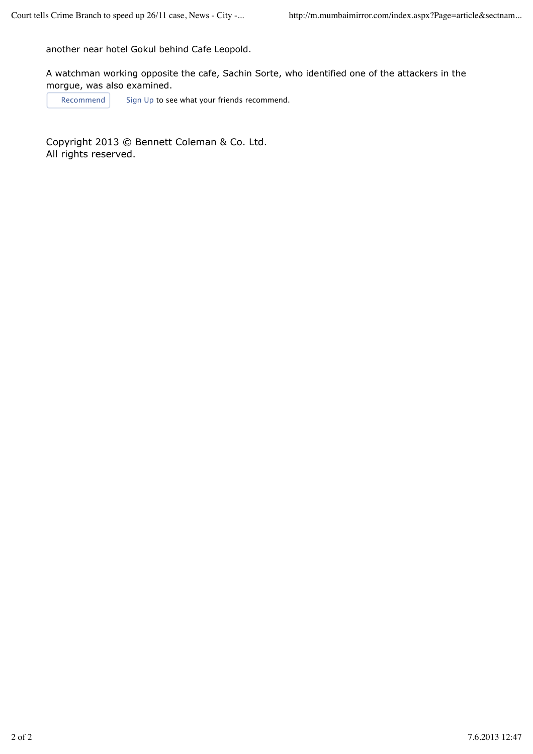another near hotel Gokul behind Cafe Leopold.

A watchman working opposite the cafe, Sachin Sorte, who identified one of the attackers in the morgue, was also examined.

Recommend Sign Up to see what your friends recommend.

Copyright 2013 © Bennett Coleman & Co. Ltd.
All rights reserved.